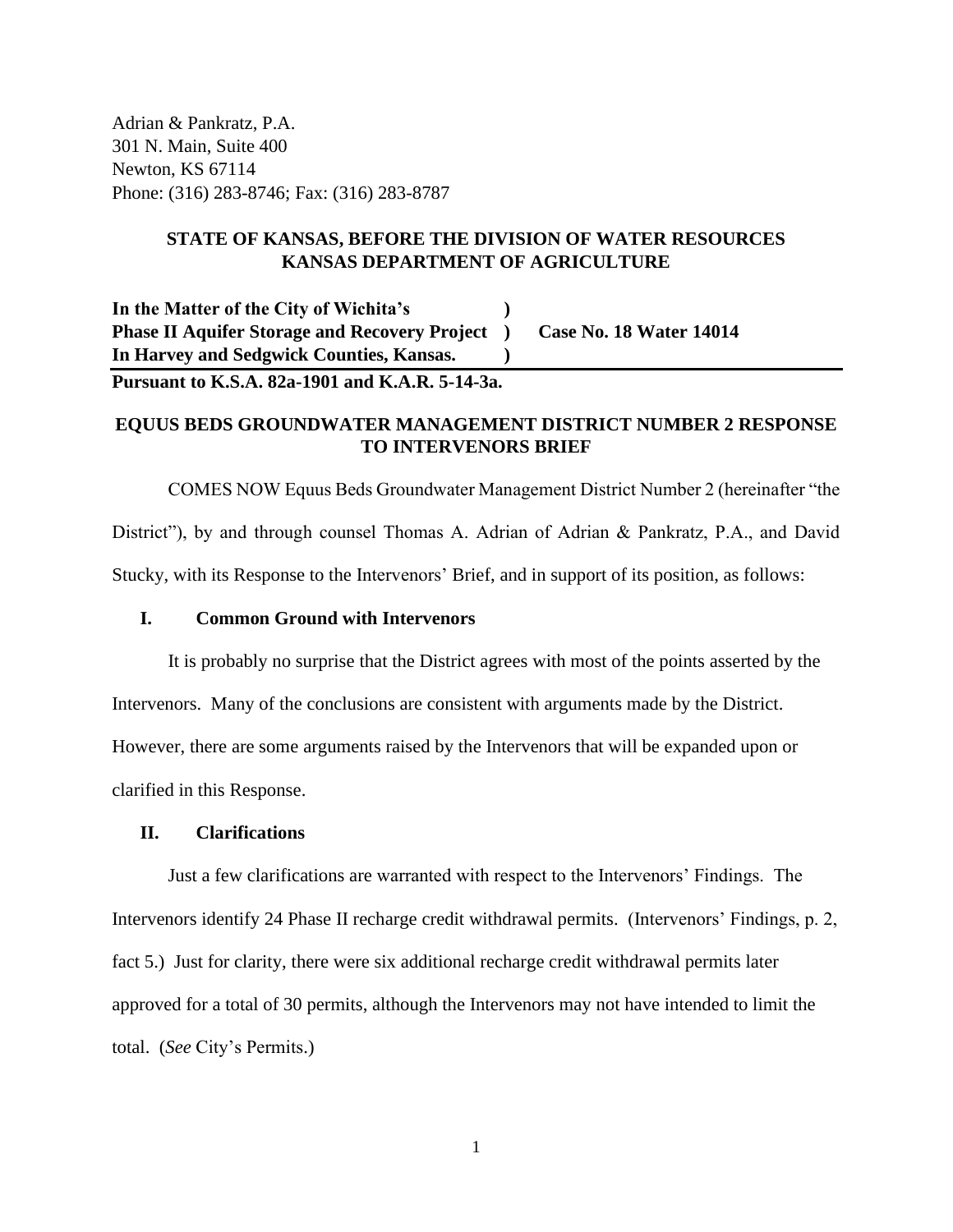Adrian & Pankratz, P.A.
301 N. Main, Suite 400
Newton, KS 67114
Phone: (316) 283-8746; Fax: (316) 283-8787

**STATE OF KANSAS, BEFORE THE DIVISION OF WATER RESOURCES**
**KANSAS DEPARTMENT OF AGRICULTURE**

| | | |
|---|---|---|
| **In the Matter of the City of Wichita's** | **)** | |
| **Phase II Aquifer Storage and Recovery Project** | **)** | **Case No. 18 Water 14014** |
| **In Harvey and Sedgwick Counties, Kansas.** | **)** | |

**Pursuant to K.S.A. 82a-1901 and K.A.R. 5-14-3a.**

## EQUUS BEDS GROUNDWATER MANAGEMENT DISTRICT NUMBER 2 RESPONSE TO INTERVENORS BRIEF

COMES NOW Equus Beds Groundwater Management District Number 2 (hereinafter "the District"), by and through counsel Thomas A. Adrian of Adrian & Pankratz, P.A., and David Stucky, with its Response to the Intervenors' Brief, and in support of its position, as follows:

### I. Common Ground with Intervenors

It is probably no surprise that the District agrees with most of the points asserted by the Intervenors. Many of the conclusions are consistent with arguments made by the District. However, there are some arguments raised by the Intervenors that will be expanded upon or clarified in this Response.

### II. Clarifications

Just a few clarifications are warranted with respect to the Intervenors' Findings. The Intervenors identify 24 Phase II recharge credit withdrawal permits. (Intervenors' Findings, p. 2, fact 5.) Just for clarity, there were six additional recharge credit withdrawal permits later approved for a total of 30 permits, although the Intervenors may not have intended to limit the total. (*See* City's Permits.)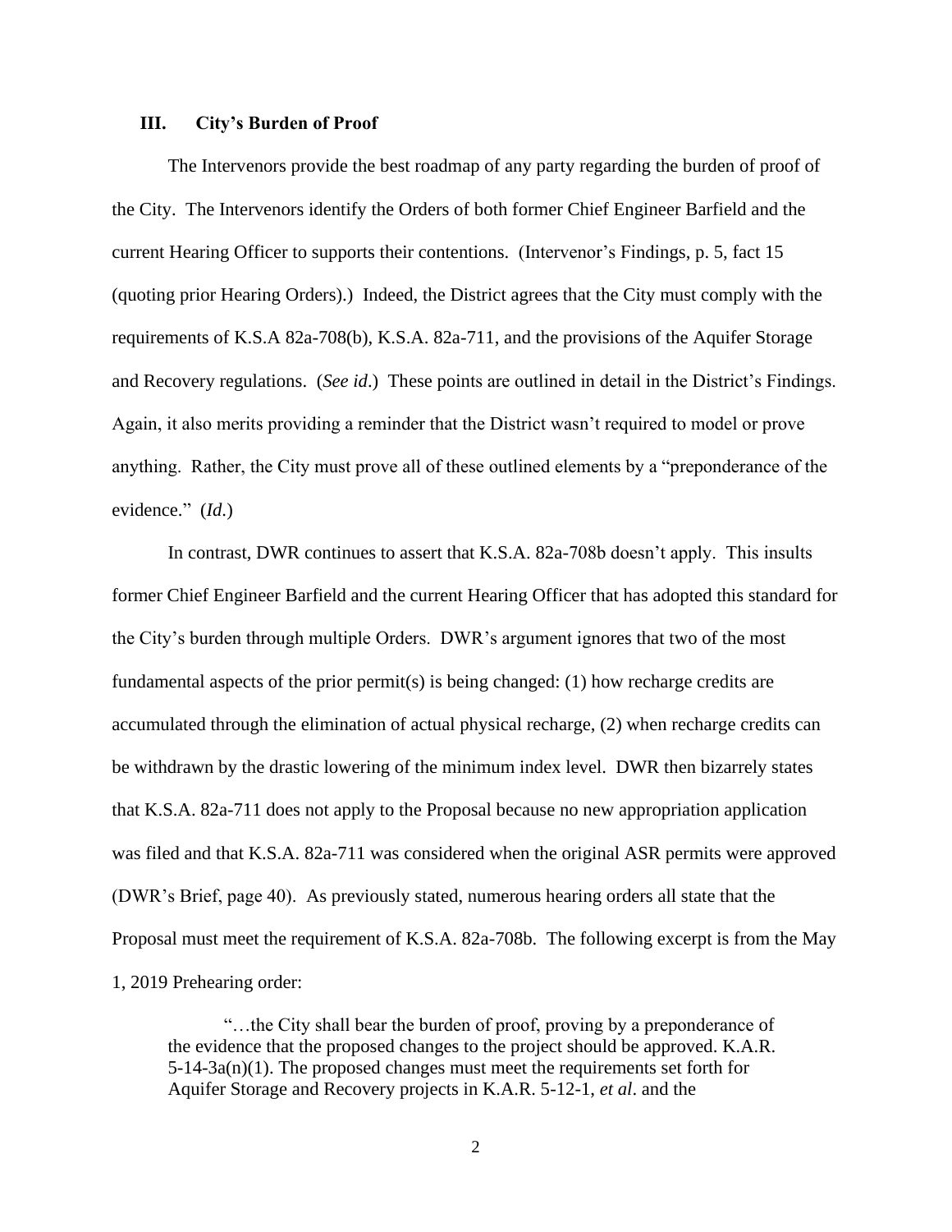### III. City's Burden of Proof

The Intervenors provide the best roadmap of any party regarding the burden of proof of the City. The Intervenors identify the Orders of both former Chief Engineer Barfield and the current Hearing Officer to supports their contentions. (Intervenor's Findings, p. 5, fact 15 (quoting prior Hearing Orders).) Indeed, the District agrees that the City must comply with the requirements of K.S.A 82a-708(b), K.S.A. 82a-711, and the provisions of the Aquifer Storage and Recovery regulations. (*See id*.) These points are outlined in detail in the District's Findings. Again, it also merits providing a reminder that the District wasn't required to model or prove anything. Rather, the City must prove all of these outlined elements by a "preponderance of the evidence." (*Id.*)

In contrast, DWR continues to assert that K.S.A. 82a-708b doesn't apply. This insults former Chief Engineer Barfield and the current Hearing Officer that has adopted this standard for the City's burden through multiple Orders. DWR's argument ignores that two of the most fundamental aspects of the prior permit(s) is being changed: (1) how recharge credits are accumulated through the elimination of actual physical recharge, (2) when recharge credits can be withdrawn by the drastic lowering of the minimum index level. DWR then bizarrely states that K.S.A. 82a-711 does not apply to the Proposal because no new appropriation application was filed and that K.S.A. 82a-711 was considered when the original ASR permits were approved (DWR's Brief, page 40). As previously stated, numerous hearing orders all state that the Proposal must meet the requirement of K.S.A. 82a-708b. The following excerpt is from the May 1, 2019 Prehearing order:

> "…the City shall bear the burden of proof, proving by a preponderance of the evidence that the proposed changes to the project should be approved. K.A.R. 5-14-3a(n)(1). The proposed changes must meet the requirements set forth for Aquifer Storage and Recovery projects in K.A.R. 5-12-1, *et al*. and the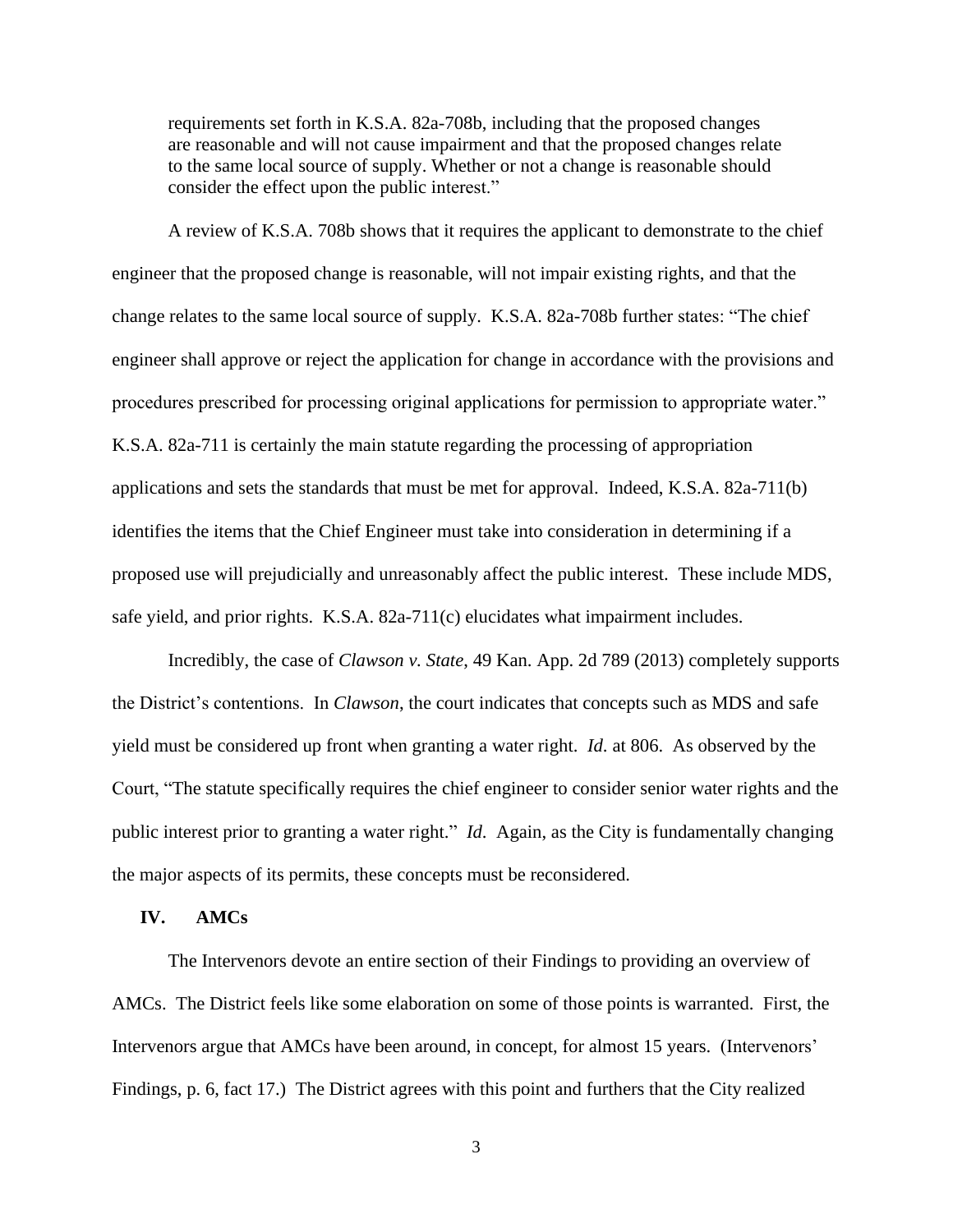> requirements set forth in K.S.A. 82a-708b, including that the proposed changes are reasonable and will not cause impairment and that the proposed changes relate to the same local source of supply. Whether or not a change is reasonable should consider the effect upon the public interest."

A review of K.S.A. 708b shows that it requires the applicant to demonstrate to the chief engineer that the proposed change is reasonable, will not impair existing rights, and that the change relates to the same local source of supply. K.S.A. 82a-708b further states: "The chief engineer shall approve or reject the application for change in accordance with the provisions and procedures prescribed for processing original applications for permission to appropriate water." K.S.A. 82a-711 is certainly the main statute regarding the processing of appropriation applications and sets the standards that must be met for approval. Indeed, K.S.A. 82a-711(b) identifies the items that the Chief Engineer must take into consideration in determining if a proposed use will prejudicially and unreasonably affect the public interest. These include MDS, safe yield, and prior rights. K.S.A. 82a-711(c) elucidates what impairment includes.

Incredibly, the case of *Clawson v. State*, 49 Kan. App. 2d 789 (2013) completely supports the District's contentions. In *Clawson*, the court indicates that concepts such as MDS and safe yield must be considered up front when granting a water right. *Id*. at 806. As observed by the Court, "The statute specifically requires the chief engineer to consider senior water rights and the public interest prior to granting a water right." *Id*. Again, as the City is fundamentally changing the major aspects of its permits, these concepts must be reconsidered.

## IV. AMCs

The Intervenors devote an entire section of their Findings to providing an overview of AMCs. The District feels like some elaboration on some of those points is warranted. First, the Intervenors argue that AMCs have been around, in concept, for almost 15 years. (Intervenors' Findings, p. 6, fact 17.) The District agrees with this point and furthers that the City realized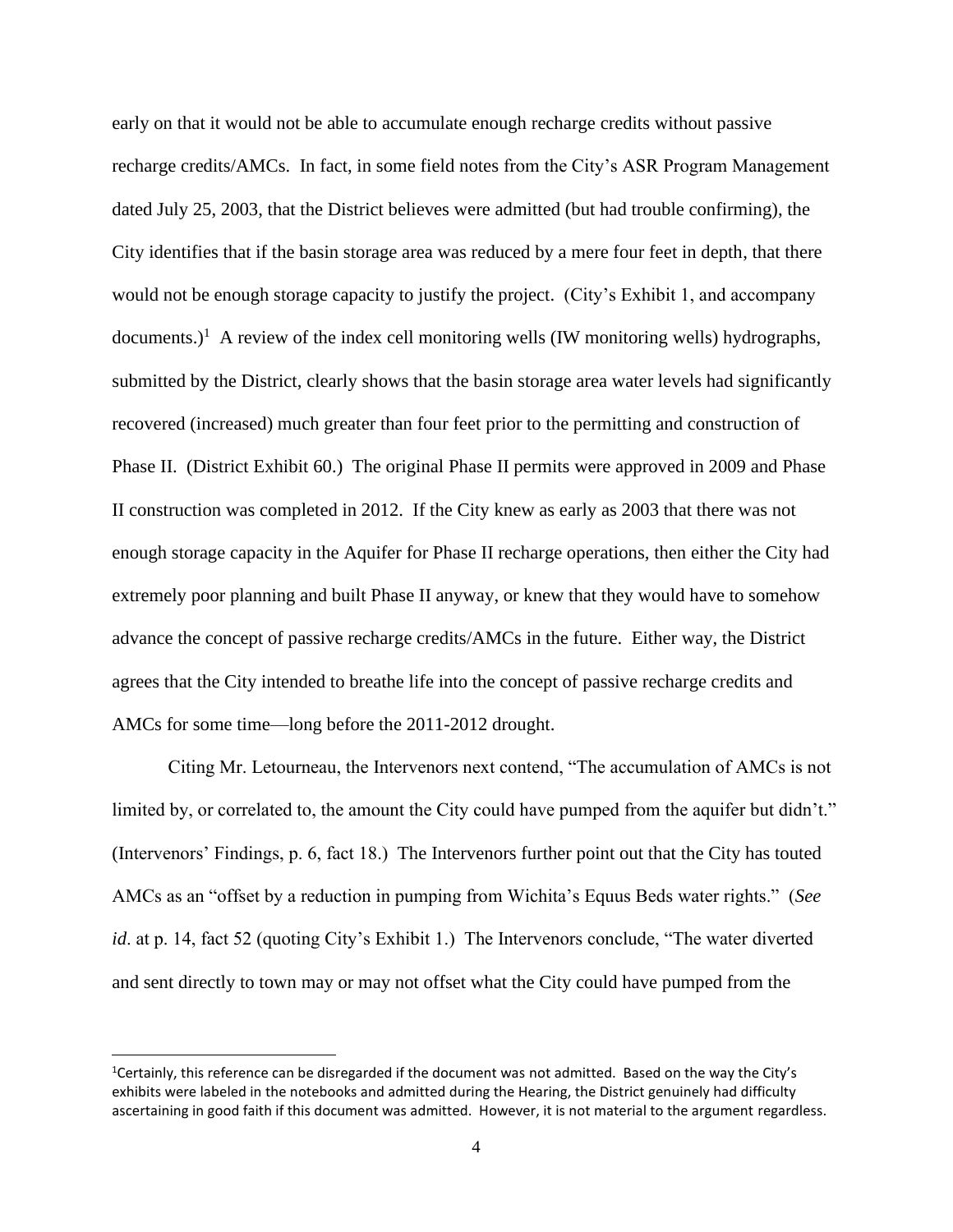early on that it would not be able to accumulate enough recharge credits without passive recharge credits/AMCs. In fact, in some field notes from the City's ASR Program Management dated July 25, 2003, that the District believes were admitted (but had trouble confirming), the City identifies that if the basin storage area was reduced by a mere four feet in depth, that there would not be enough storage capacity to justify the project. (City's Exhibit 1, and accompany documents.)[1] A review of the index cell monitoring wells (IW monitoring wells) hydrographs, submitted by the District, clearly shows that the basin storage area water levels had significantly recovered (increased) much greater than four feet prior to the permitting and construction of Phase II. (District Exhibit 60.) The original Phase II permits were approved in 2009 and Phase II construction was completed in 2012. If the City knew as early as 2003 that there was not enough storage capacity in the Aquifer for Phase II recharge operations, then either the City had extremely poor planning and built Phase II anyway, or knew that they would have to somehow advance the concept of passive recharge credits/AMCs in the future. Either way, the District agrees that the City intended to breathe life into the concept of passive recharge credits and AMCs for some time—long before the 2011-2012 drought.

Citing Mr. Letourneau, the Intervenors next contend, "The accumulation of AMCs is not limited by, or correlated to, the amount the City could have pumped from the aquifer but didn't." (Intervenors' Findings, p. 6, fact 18.) The Intervenors further point out that the City has touted AMCs as an "offset by a reduction in pumping from Wichita's Equus Beds water rights." (*See id*. at p. 14, fact 52 (quoting City's Exhibit 1.) The Intervenors conclude, "The water diverted and sent directly to town may or may not offset what the City could have pumped from the

[1] Certainly, this reference can be disregarded if the document was not admitted. Based on the way the City's exhibits were labeled in the notebooks and admitted during the Hearing, the District genuinely had difficulty ascertaining in good faith if this document was admitted. However, it is not material to the argument regardless.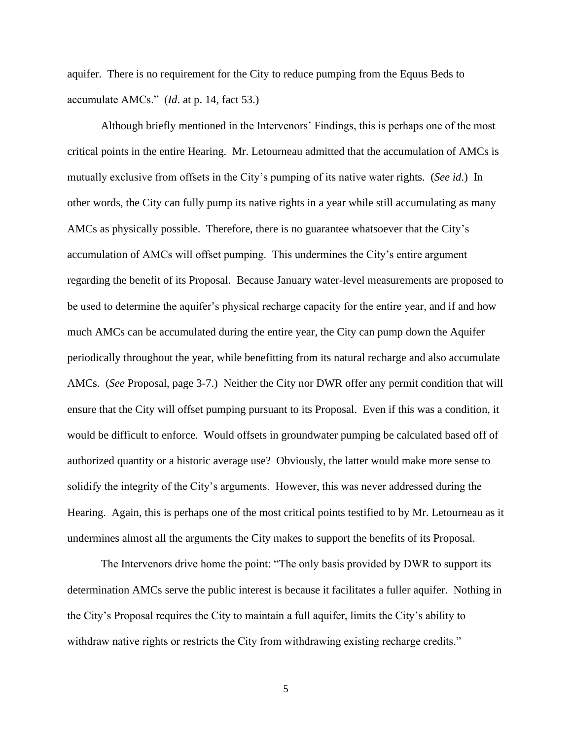aquifer. There is no requirement for the City to reduce pumping from the Equus Beds to accumulate AMCs." (*Id*. at p. 14, fact 53.)

Although briefly mentioned in the Intervenors' Findings, this is perhaps one of the most critical points in the entire Hearing. Mr. Letourneau admitted that the accumulation of AMCs is mutually exclusive from offsets in the City's pumping of its native water rights. (*See id*.) In other words, the City can fully pump its native rights in a year while still accumulating as many AMCs as physically possible. Therefore, there is no guarantee whatsoever that the City's accumulation of AMCs will offset pumping. This undermines the City's entire argument regarding the benefit of its Proposal. Because January water-level measurements are proposed to be used to determine the aquifer's physical recharge capacity for the entire year, and if and how much AMCs can be accumulated during the entire year, the City can pump down the Aquifer periodically throughout the year, while benefitting from its natural recharge and also accumulate AMCs. (*See* Proposal, page 3-7.) Neither the City nor DWR offer any permit condition that will ensure that the City will offset pumping pursuant to its Proposal. Even if this was a condition, it would be difficult to enforce. Would offsets in groundwater pumping be calculated based off of authorized quantity or a historic average use? Obviously, the latter would make more sense to solidify the integrity of the City's arguments. However, this was never addressed during the Hearing. Again, this is perhaps one of the most critical points testified to by Mr. Letourneau as it undermines almost all the arguments the City makes to support the benefits of its Proposal.

The Intervenors drive home the point: "The only basis provided by DWR to support its determination AMCs serve the public interest is because it facilitates a fuller aquifer. Nothing in the City's Proposal requires the City to maintain a full aquifer, limits the City's ability to withdraw native rights or restricts the City from withdrawing existing recharge credits."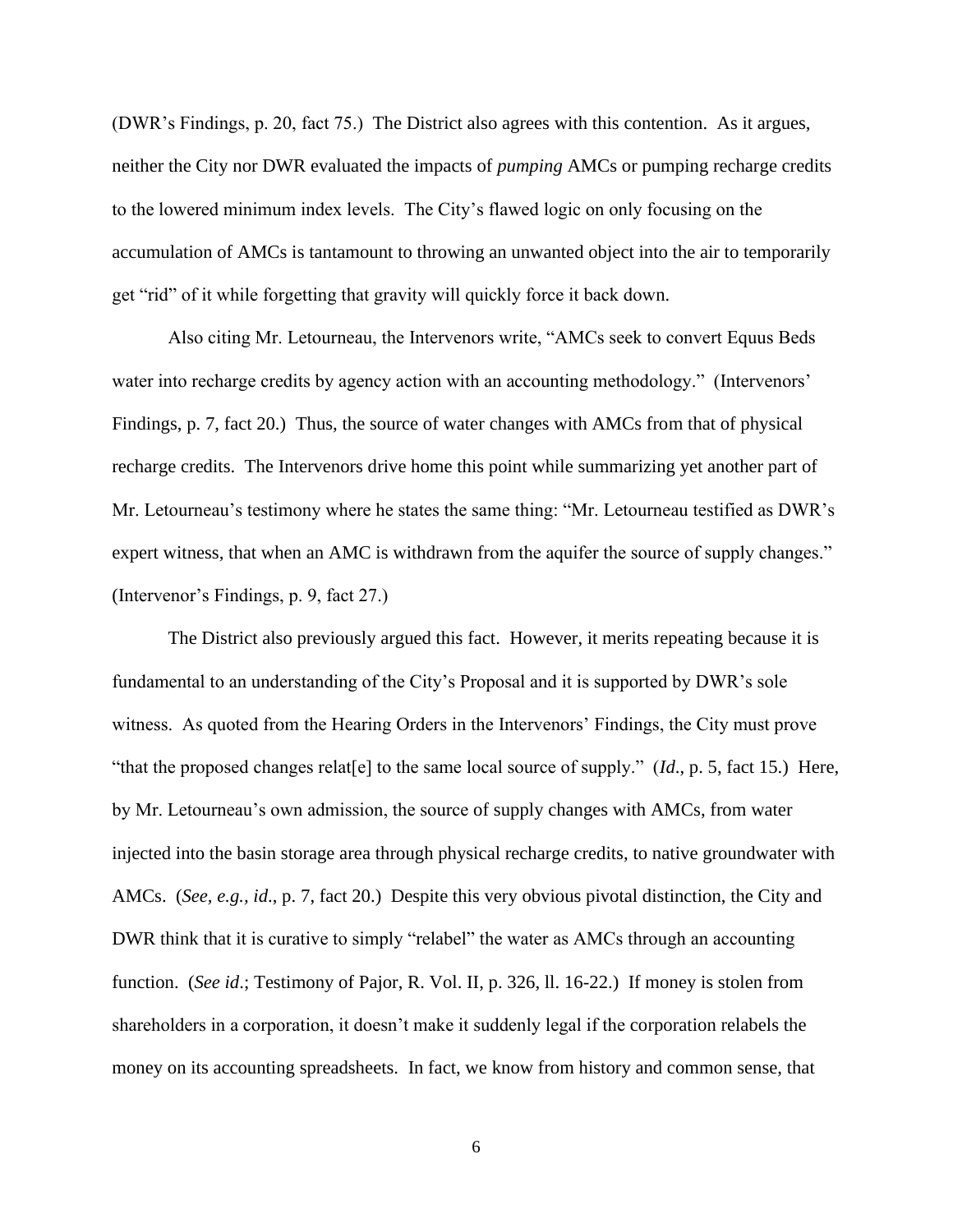(DWR's Findings, p. 20, fact 75.) The District also agrees with this contention. As it argues, neither the City nor DWR evaluated the impacts of *pumping* AMCs or pumping recharge credits to the lowered minimum index levels. The City's flawed logic on only focusing on the accumulation of AMCs is tantamount to throwing an unwanted object into the air to temporarily get "rid" of it while forgetting that gravity will quickly force it back down.

Also citing Mr. Letourneau, the Intervenors write, "AMCs seek to convert Equus Beds water into recharge credits by agency action with an accounting methodology." (Intervenors' Findings, p. 7, fact 20.) Thus, the source of water changes with AMCs from that of physical recharge credits. The Intervenors drive home this point while summarizing yet another part of Mr. Letourneau's testimony where he states the same thing: "Mr. Letourneau testified as DWR's expert witness, that when an AMC is withdrawn from the aquifer the source of supply changes." (Intervenor's Findings, p. 9, fact 27.)

The District also previously argued this fact. However, it merits repeating because it is fundamental to an understanding of the City's Proposal and it is supported by DWR's sole witness. As quoted from the Hearing Orders in the Intervenors' Findings, the City must prove "that the proposed changes relat[e] to the same local source of supply." (*Id*., p. 5, fact 15.) Here, by Mr. Letourneau's own admission, the source of supply changes with AMCs, from water injected into the basin storage area through physical recharge credits, to native groundwater with AMCs. (*See, e.g., id*., p. 7, fact 20.) Despite this very obvious pivotal distinction, the City and DWR think that it is curative to simply "relabel" the water as AMCs through an accounting function. (*See id*.; Testimony of Pajor, R. Vol. II, p. 326, ll. 16-22.) If money is stolen from shareholders in a corporation, it doesn't make it suddenly legal if the corporation relabels the money on its accounting spreadsheets. In fact, we know from history and common sense, that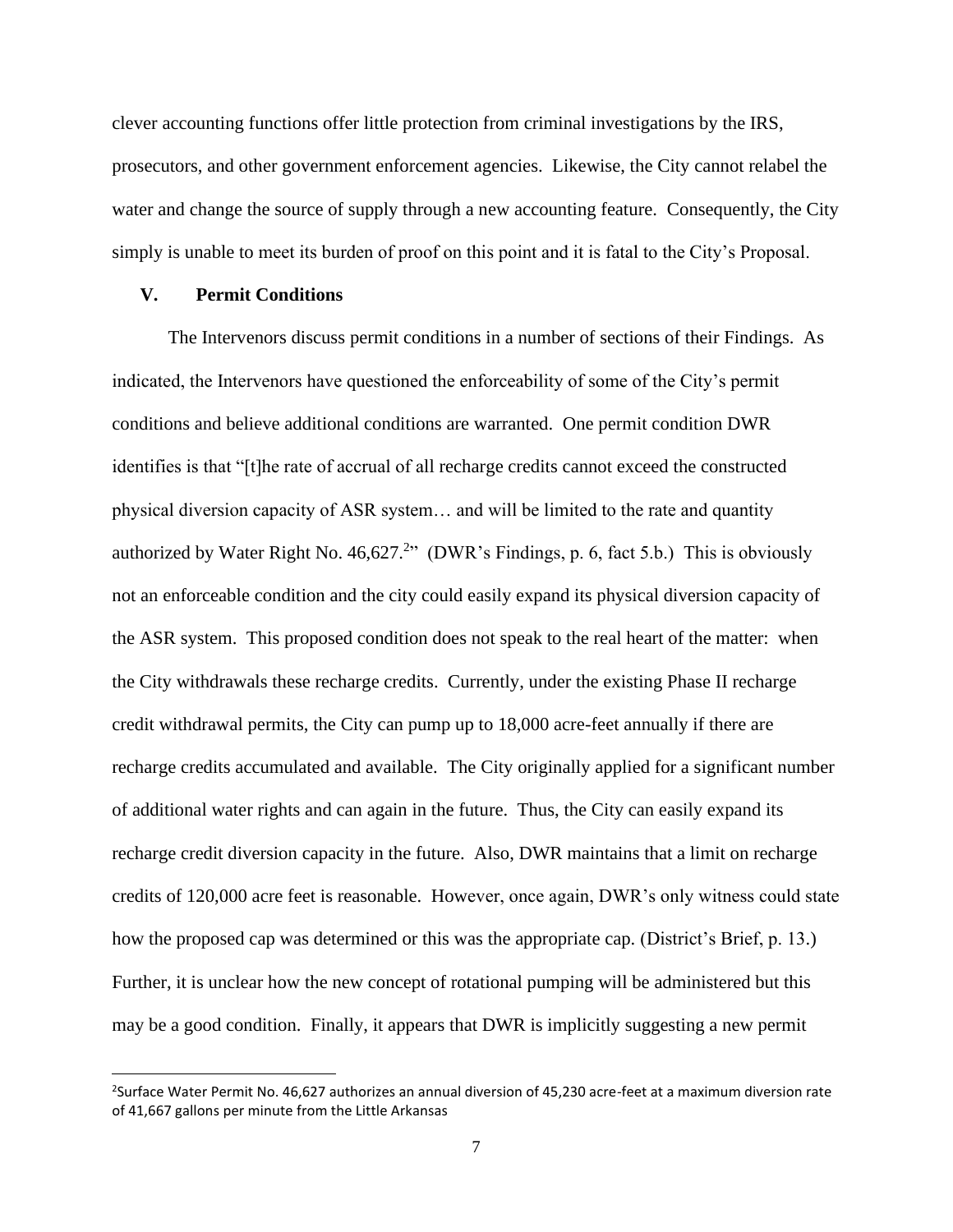clever accounting functions offer little protection from criminal investigations by the IRS, prosecutors, and other government enforcement agencies. Likewise, the City cannot relabel the water and change the source of supply through a new accounting feature. Consequently, the City simply is unable to meet its burden of proof on this point and it is fatal to the City's Proposal.

## V. Permit Conditions

The Intervenors discuss permit conditions in a number of sections of their Findings. As indicated, the Intervenors have questioned the enforceability of some of the City's permit conditions and believe additional conditions are warranted. One permit condition DWR identifies is that "[t]he rate of accrual of all recharge credits cannot exceed the constructed physical diversion capacity of ASR system… and will be limited to the rate and quantity authorized by Water Right No. 46,627.[2]" (DWR's Findings, p. 6, fact 5.b.) This is obviously not an enforceable condition and the city could easily expand its physical diversion capacity of the ASR system. This proposed condition does not speak to the real heart of the matter: when the City withdrawals these recharge credits. Currently, under the existing Phase II recharge credit withdrawal permits, the City can pump up to 18,000 acre-feet annually if there are recharge credits accumulated and available. The City originally applied for a significant number of additional water rights and can again in the future. Thus, the City can easily expand its recharge credit diversion capacity in the future. Also, DWR maintains that a limit on recharge credits of 120,000 acre feet is reasonable. However, once again, DWR's only witness could state how the proposed cap was determined or this was the appropriate cap. (District's Brief, p. 13.) Further, it is unclear how the new concept of rotational pumping will be administered but this may be a good condition. Finally, it appears that DWR is implicitly suggesting a new permit

[2]Surface Water Permit No. 46,627 authorizes an annual diversion of 45,230 acre-feet at a maximum diversion rate of 41,667 gallons per minute from the Little Arkansas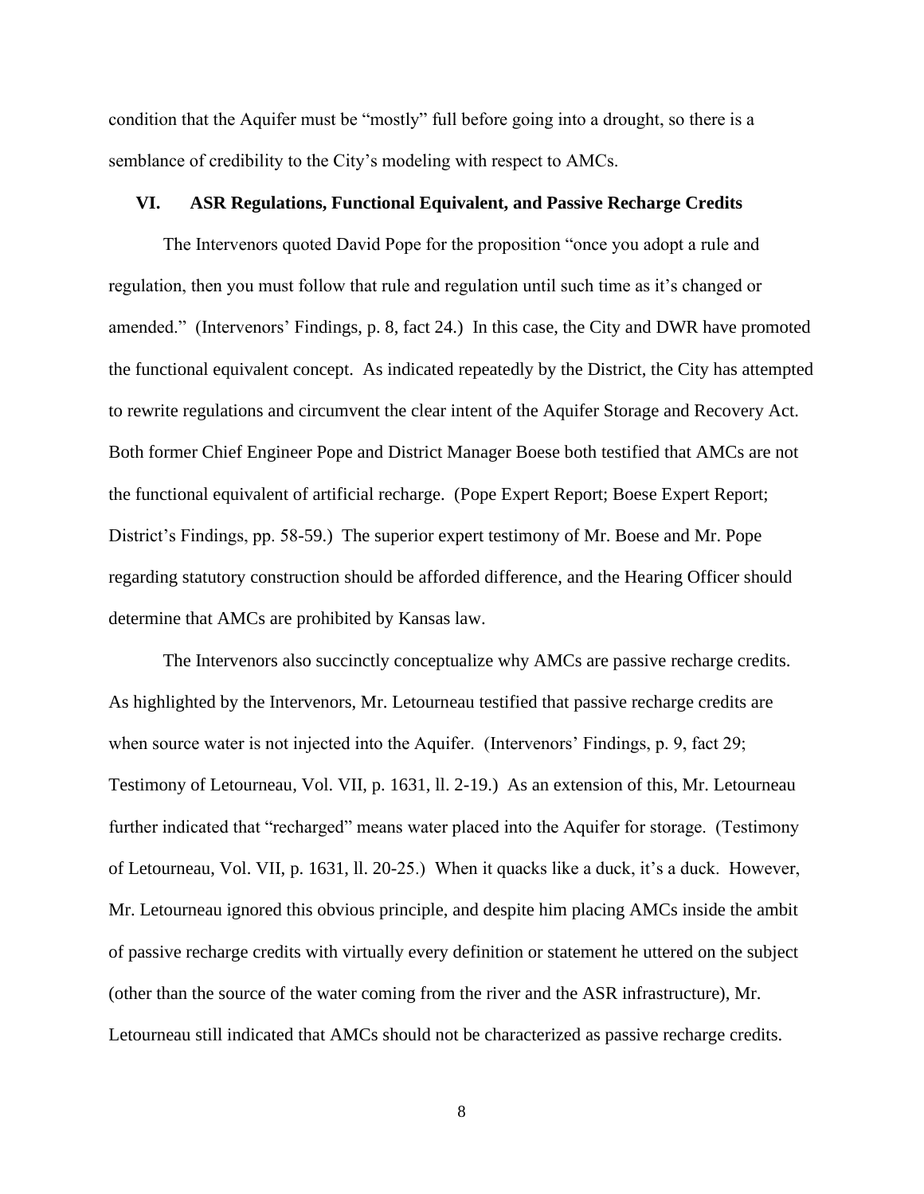condition that the Aquifer must be "mostly" full before going into a drought, so there is a semblance of credibility to the City's modeling with respect to AMCs.

## VI. ASR Regulations, Functional Equivalent, and Passive Recharge Credits

The Intervenors quoted David Pope for the proposition "once you adopt a rule and regulation, then you must follow that rule and regulation until such time as it's changed or amended." (Intervenors' Findings, p. 8, fact 24.) In this case, the City and DWR have promoted the functional equivalent concept. As indicated repeatedly by the District, the City has attempted to rewrite regulations and circumvent the clear intent of the Aquifer Storage and Recovery Act. Both former Chief Engineer Pope and District Manager Boese both testified that AMCs are not the functional equivalent of artificial recharge. (Pope Expert Report; Boese Expert Report; District's Findings, pp. 58-59.) The superior expert testimony of Mr. Boese and Mr. Pope regarding statutory construction should be afforded difference, and the Hearing Officer should determine that AMCs are prohibited by Kansas law.

The Intervenors also succinctly conceptualize why AMCs are passive recharge credits. As highlighted by the Intervenors, Mr. Letourneau testified that passive recharge credits are when source water is not injected into the Aquifer. (Intervenors' Findings, p. 9, fact 29; Testimony of Letourneau, Vol. VII, p. 1631, ll. 2-19.) As an extension of this, Mr. Letourneau further indicated that "recharged" means water placed into the Aquifer for storage. (Testimony of Letourneau, Vol. VII, p. 1631, ll. 20-25.) When it quacks like a duck, it's a duck. However, Mr. Letourneau ignored this obvious principle, and despite him placing AMCs inside the ambit of passive recharge credits with virtually every definition or statement he uttered on the subject (other than the source of the water coming from the river and the ASR infrastructure), Mr. Letourneau still indicated that AMCs should not be characterized as passive recharge credits.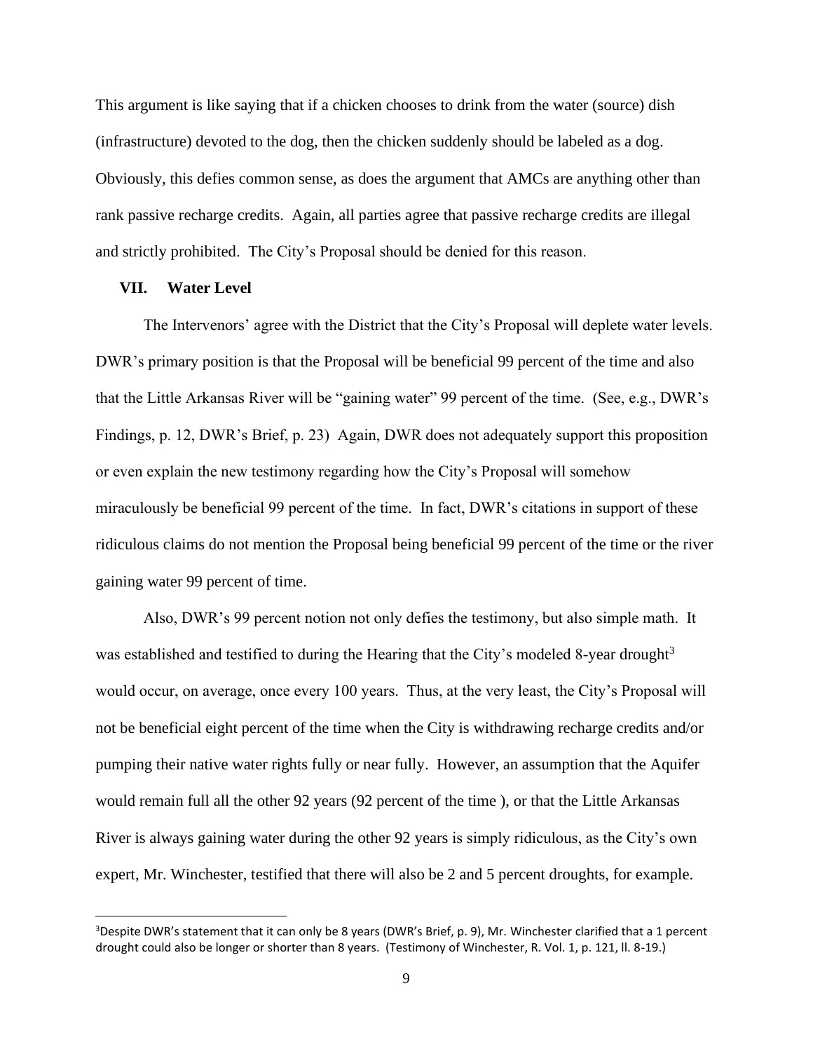This argument is like saying that if a chicken chooses to drink from the water (source) dish (infrastructure) devoted to the dog, then the chicken suddenly should be labeled as a dog. Obviously, this defies common sense, as does the argument that AMCs are anything other than rank passive recharge credits. Again, all parties agree that passive recharge credits are illegal and strictly prohibited. The City's Proposal should be denied for this reason.

## VII. Water Level

The Intervenors' agree with the District that the City's Proposal will deplete water levels. DWR's primary position is that the Proposal will be beneficial 99 percent of the time and also that the Little Arkansas River will be "gaining water" 99 percent of the time. (See, e.g., DWR's Findings, p. 12, DWR's Brief, p. 23) Again, DWR does not adequately support this proposition or even explain the new testimony regarding how the City's Proposal will somehow miraculously be beneficial 99 percent of the time. In fact, DWR's citations in support of these ridiculous claims do not mention the Proposal being beneficial 99 percent of the time or the river gaining water 99 percent of time.

Also, DWR's 99 percent notion not only defies the testimony, but also simple math. It was established and testified to during the Hearing that the City's modeled 8-year drought[3] would occur, on average, once every 100 years. Thus, at the very least, the City's Proposal will not be beneficial eight percent of the time when the City is withdrawing recharge credits and/or pumping their native water rights fully or near fully. However, an assumption that the Aquifer would remain full all the other 92 years (92 percent of the time ), or that the Little Arkansas River is always gaining water during the other 92 years is simply ridiculous, as the City's own expert, Mr. Winchester, testified that there will also be 2 and 5 percent droughts, for example.

[3] Despite DWR's statement that it can only be 8 years (DWR's Brief, p. 9), Mr. Winchester clarified that a 1 percent drought could also be longer or shorter than 8 years. (Testimony of Winchester, R. Vol. 1, p. 121, ll. 8-19.)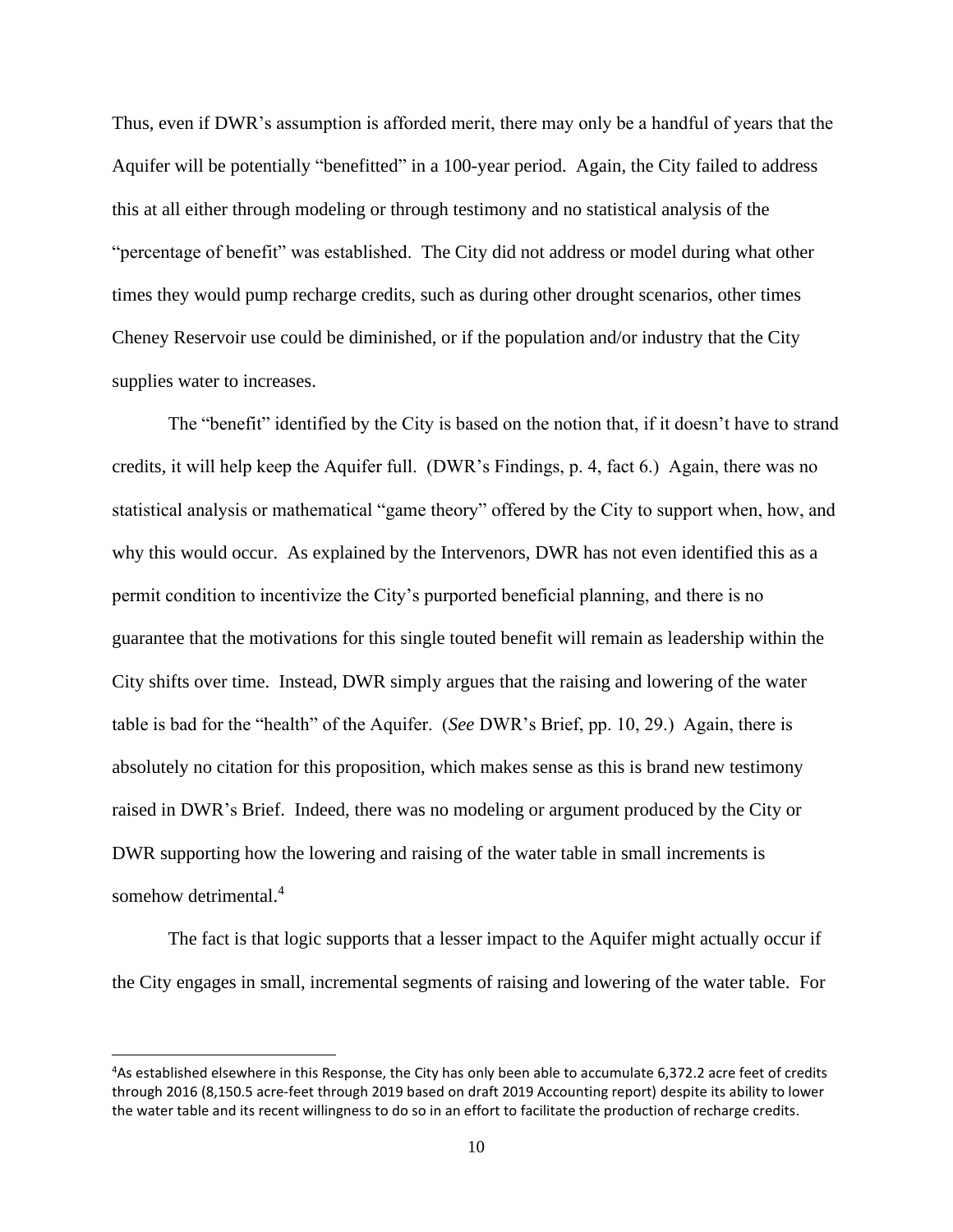Thus, even if DWR's assumption is afforded merit, there may only be a handful of years that the Aquifer will be potentially "benefitted" in a 100-year period. Again, the City failed to address this at all either through modeling or through testimony and no statistical analysis of the "percentage of benefit" was established. The City did not address or model during what other times they would pump recharge credits, such as during other drought scenarios, other times Cheney Reservoir use could be diminished, or if the population and/or industry that the City supplies water to increases.

The "benefit" identified by the City is based on the notion that, if it doesn't have to strand credits, it will help keep the Aquifer full. (DWR's Findings, p. 4, fact 6.) Again, there was no statistical analysis or mathematical "game theory" offered by the City to support when, how, and why this would occur. As explained by the Intervenors, DWR has not even identified this as a permit condition to incentivize the City's purported beneficial planning, and there is no guarantee that the motivations for this single touted benefit will remain as leadership within the City shifts over time. Instead, DWR simply argues that the raising and lowering of the water table is bad for the "health" of the Aquifer. (*See* DWR's Brief, pp. 10, 29.) Again, there is absolutely no citation for this proposition, which makes sense as this is brand new testimony raised in DWR's Brief. Indeed, there was no modeling or argument produced by the City or DWR supporting how the lowering and raising of the water table in small increments is somehow detrimental.[4]

The fact is that logic supports that a lesser impact to the Aquifer might actually occur if the City engages in small, incremental segments of raising and lowering of the water table. For

---

[4]As established elsewhere in this Response, the City has only been able to accumulate 6,372.2 acre feet of credits through 2016 (8,150.5 acre-feet through 2019 based on draft 2019 Accounting report) despite its ability to lower the water table and its recent willingness to do so in an effort to facilitate the production of recharge credits.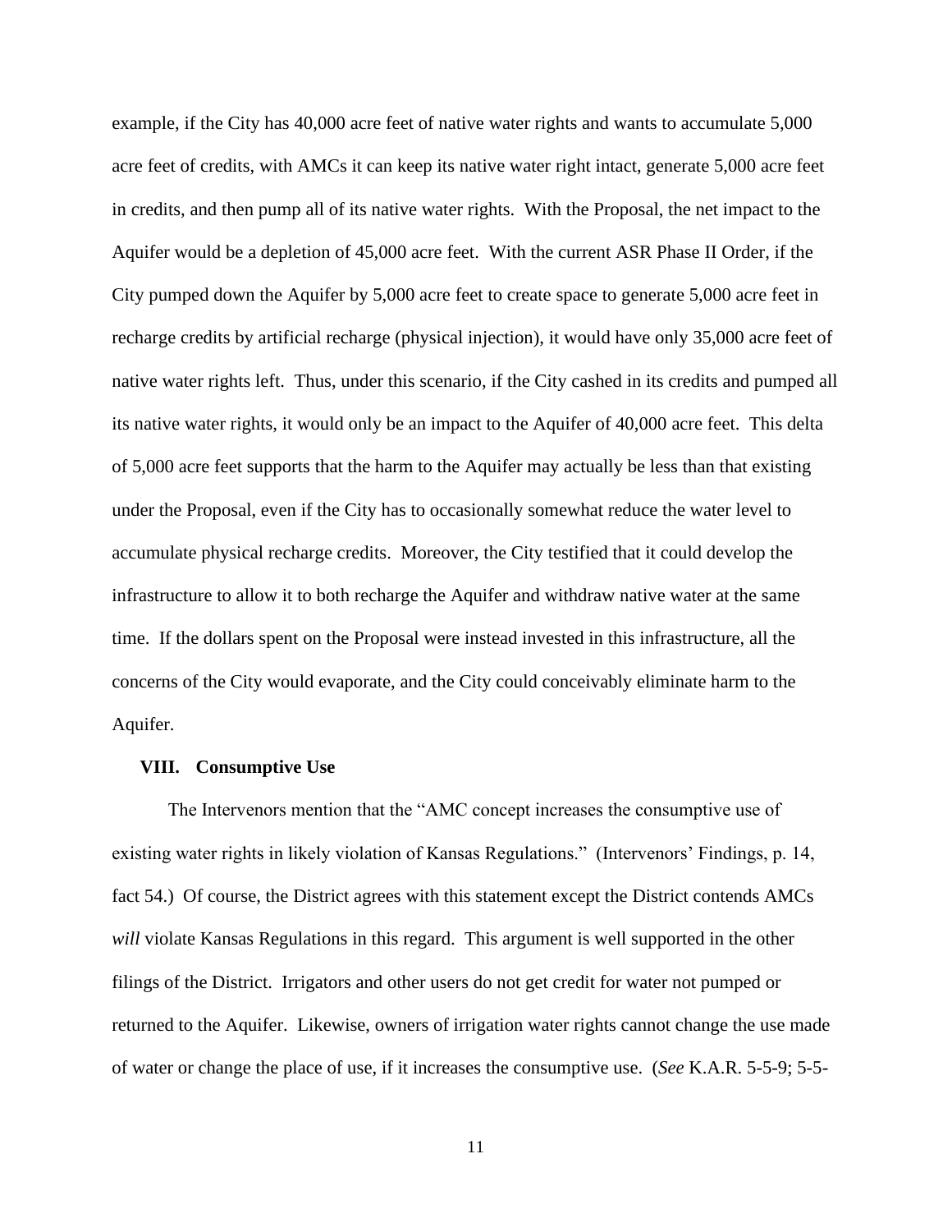example, if the City has 40,000 acre feet of native water rights and wants to accumulate 5,000 acre feet of credits, with AMCs it can keep its native water right intact, generate 5,000 acre feet in credits, and then pump all of its native water rights. With the Proposal, the net impact to the Aquifer would be a depletion of 45,000 acre feet. With the current ASR Phase II Order, if the City pumped down the Aquifer by 5,000 acre feet to create space to generate 5,000 acre feet in recharge credits by artificial recharge (physical injection), it would have only 35,000 acre feet of native water rights left. Thus, under this scenario, if the City cashed in its credits and pumped all its native water rights, it would only be an impact to the Aquifer of 40,000 acre feet. This delta of 5,000 acre feet supports that the harm to the Aquifer may actually be less than that existing under the Proposal, even if the City has to occasionally somewhat reduce the water level to accumulate physical recharge credits. Moreover, the City testified that it could develop the infrastructure to allow it to both recharge the Aquifer and withdraw native water at the same time. If the dollars spent on the Proposal were instead invested in this infrastructure, all the concerns of the City would evaporate, and the City could conceivably eliminate harm to the Aquifer.

## VIII. Consumptive Use

The Intervenors mention that the "AMC concept increases the consumptive use of existing water rights in likely violation of Kansas Regulations." (Intervenors' Findings, p. 14, fact 54.) Of course, the District agrees with this statement except the District contends AMCs *will* violate Kansas Regulations in this regard. This argument is well supported in the other filings of the District. Irrigators and other users do not get credit for water not pumped or returned to the Aquifer. Likewise, owners of irrigation water rights cannot change the use made of water or change the place of use, if it increases the consumptive use. (*See* K.A.R. 5-5-9; 5-5-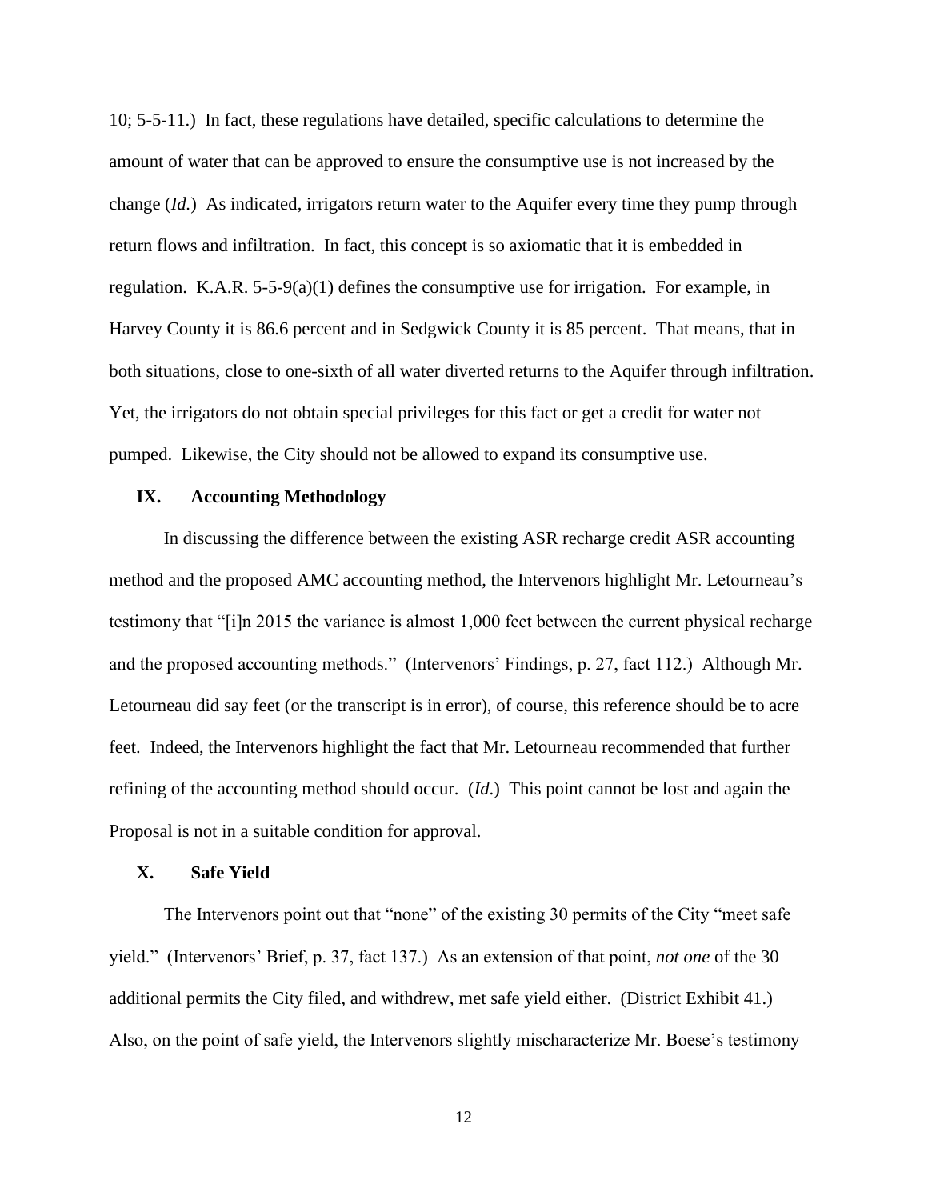10; 5-5-11.) In fact, these regulations have detailed, specific calculations to determine the amount of water that can be approved to ensure the consumptive use is not increased by the change (*Id.*) As indicated, irrigators return water to the Aquifer every time they pump through return flows and infiltration. In fact, this concept is so axiomatic that it is embedded in regulation. K.A.R. 5-5-9(a)(1) defines the consumptive use for irrigation. For example, in Harvey County it is 86.6 percent and in Sedgwick County it is 85 percent. That means, that in both situations, close to one-sixth of all water diverted returns to the Aquifer through infiltration. Yet, the irrigators do not obtain special privileges for this fact or get a credit for water not pumped. Likewise, the City should not be allowed to expand its consumptive use.

## IX. Accounting Methodology

In discussing the difference between the existing ASR recharge credit ASR accounting method and the proposed AMC accounting method, the Intervenors highlight Mr. Letourneau's testimony that "[i]n 2015 the variance is almost 1,000 feet between the current physical recharge and the proposed accounting methods." (Intervenors' Findings, p. 27, fact 112.) Although Mr. Letourneau did say feet (or the transcript is in error), of course, this reference should be to acre feet. Indeed, the Intervenors highlight the fact that Mr. Letourneau recommended that further refining of the accounting method should occur. (*Id.*) This point cannot be lost and again the Proposal is not in a suitable condition for approval.

## X. Safe Yield

The Intervenors point out that "none" of the existing 30 permits of the City "meet safe yield." (Intervenors' Brief, p. 37, fact 137.) As an extension of that point, *not one* of the 30 additional permits the City filed, and withdrew, met safe yield either. (District Exhibit 41.) Also, on the point of safe yield, the Intervenors slightly mischaracterize Mr. Boese's testimony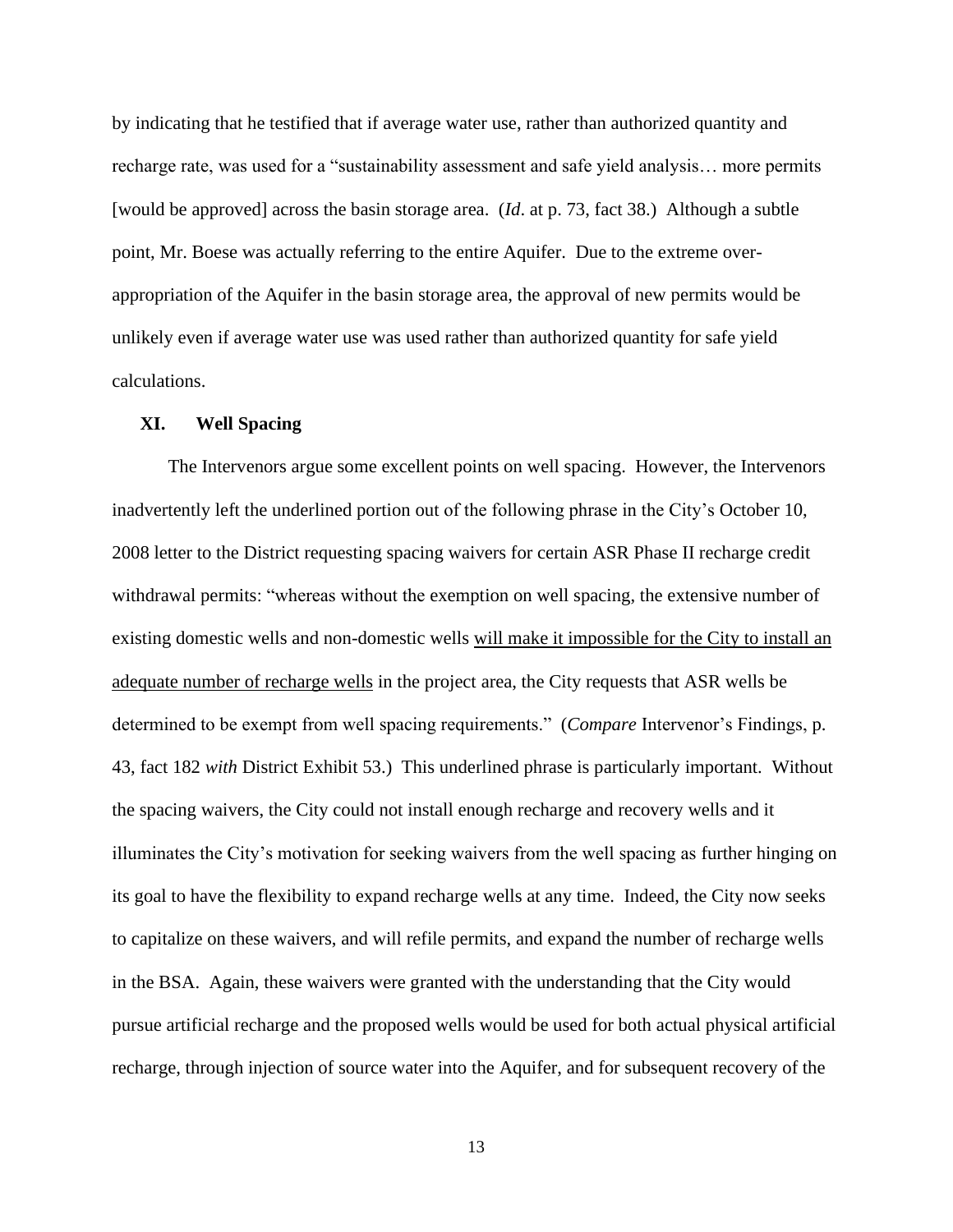by indicating that he testified that if average water use, rather than authorized quantity and recharge rate, was used for a "sustainability assessment and safe yield analysis… more permits [would be approved] across the basin storage area. (*Id*. at p. 73, fact 38.) Although a subtle point, Mr. Boese was actually referring to the entire Aquifer. Due to the extreme over-appropriation of the Aquifer in the basin storage area, the approval of new permits would be unlikely even if average water use was used rather than authorized quantity for safe yield calculations.

## XI. Well Spacing

The Intervenors argue some excellent points on well spacing. However, the Intervenors inadvertently left the underlined portion out of the following phrase in the City's October 10, 2008 letter to the District requesting spacing waivers for certain ASR Phase II recharge credit withdrawal permits: "whereas without the exemption on well spacing, the extensive number of existing domestic wells and non-domestic wells <u>will make it impossible for the City to install an adequate number of recharge wells</u> in the project area, the City requests that ASR wells be determined to be exempt from well spacing requirements." (*Compare* Intervenor's Findings, p. 43, fact 182 *with* District Exhibit 53.) This underlined phrase is particularly important. Without the spacing waivers, the City could not install enough recharge and recovery wells and it illuminates the City's motivation for seeking waivers from the well spacing as further hinging on its goal to have the flexibility to expand recharge wells at any time. Indeed, the City now seeks to capitalize on these waivers, and will refile permits, and expand the number of recharge wells in the BSA. Again, these waivers were granted with the understanding that the City would pursue artificial recharge and the proposed wells would be used for both actual physical artificial recharge, through injection of source water into the Aquifer, and for subsequent recovery of the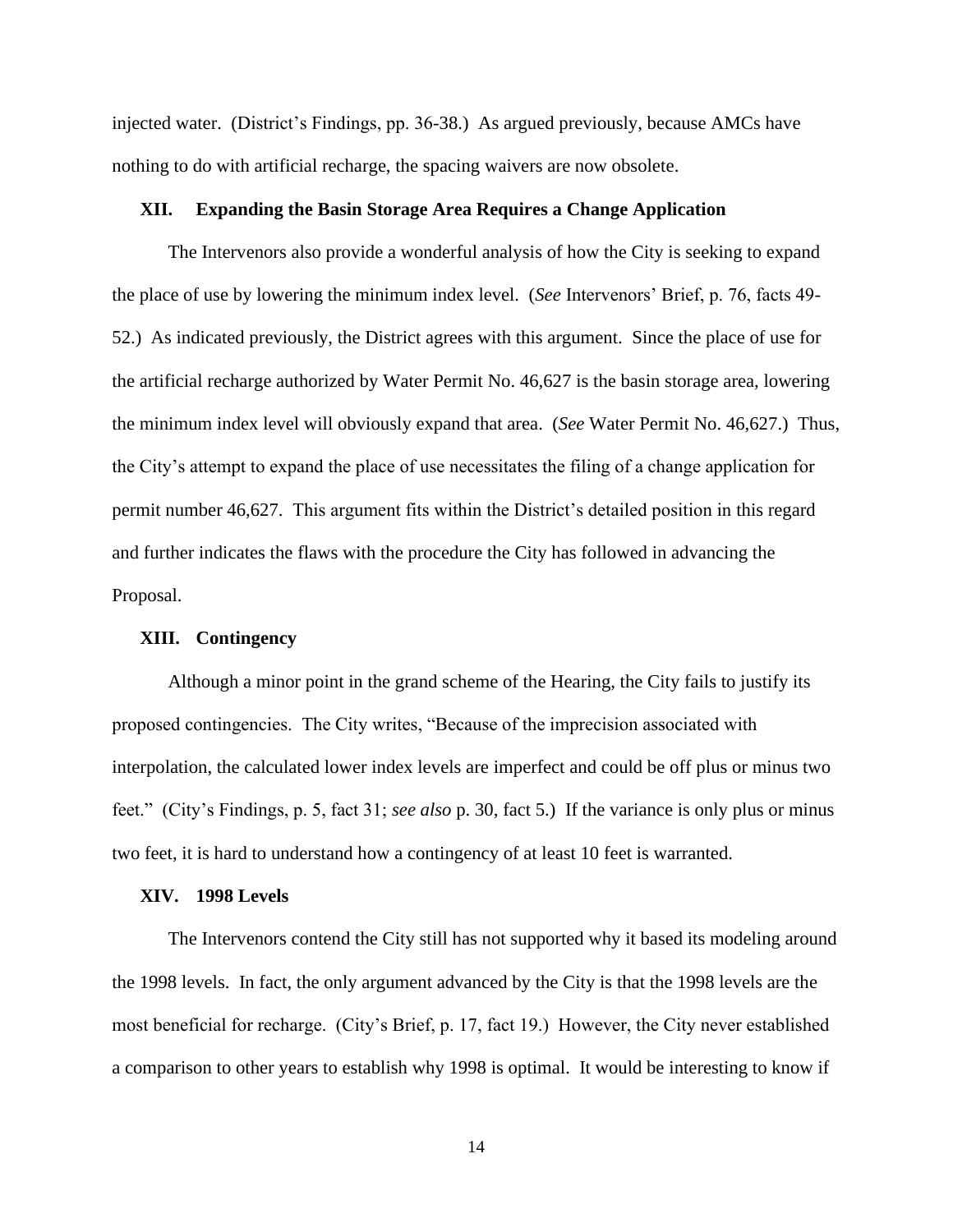injected water. (District's Findings, pp. 36-38.) As argued previously, because AMCs have nothing to do with artificial recharge, the spacing waivers are now obsolete.

## XII. Expanding the Basin Storage Area Requires a Change Application

The Intervenors also provide a wonderful analysis of how the City is seeking to expand the place of use by lowering the minimum index level. (*See* Intervenors' Brief, p. 76, facts 49-52.) As indicated previously, the District agrees with this argument. Since the place of use for the artificial recharge authorized by Water Permit No. 46,627 is the basin storage area, lowering the minimum index level will obviously expand that area. (*See* Water Permit No. 46,627.) Thus, the City's attempt to expand the place of use necessitates the filing of a change application for permit number 46,627. This argument fits within the District's detailed position in this regard and further indicates the flaws with the procedure the City has followed in advancing the Proposal.

## XIII. Contingency

Although a minor point in the grand scheme of the Hearing, the City fails to justify its proposed contingencies. The City writes, "Because of the imprecision associated with interpolation, the calculated lower index levels are imperfect and could be off plus or minus two feet." (City's Findings, p. 5, fact 31; *see also* p. 30, fact 5.) If the variance is only plus or minus two feet, it is hard to understand how a contingency of at least 10 feet is warranted.

## XIV. 1998 Levels

The Intervenors contend the City still has not supported why it based its modeling around the 1998 levels. In fact, the only argument advanced by the City is that the 1998 levels are the most beneficial for recharge. (City's Brief, p. 17, fact 19.) However, the City never established a comparison to other years to establish why 1998 is optimal. It would be interesting to know if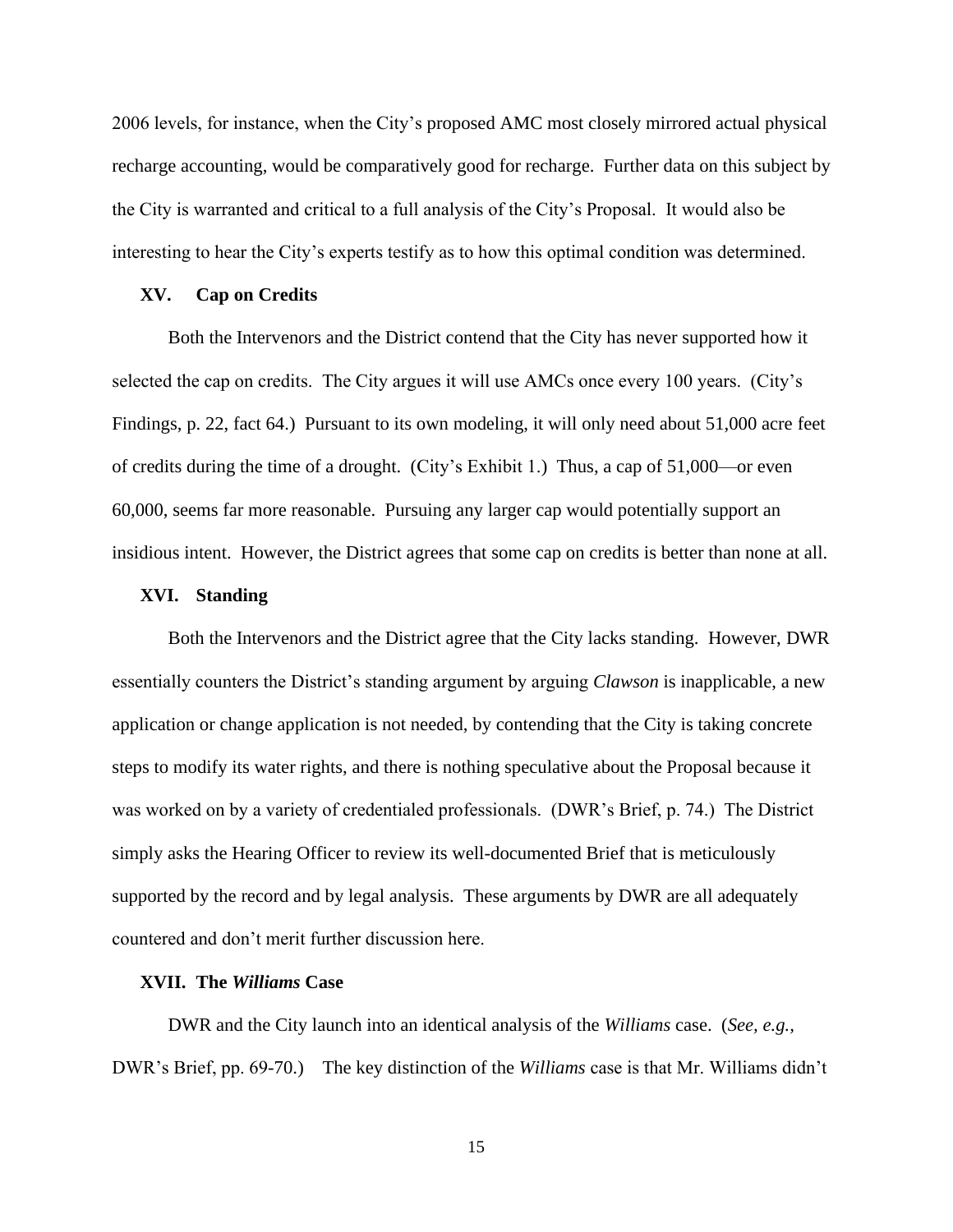2006 levels, for instance, when the City's proposed AMC most closely mirrored actual physical recharge accounting, would be comparatively good for recharge. Further data on this subject by the City is warranted and critical to a full analysis of the City's Proposal. It would also be interesting to hear the City's experts testify as to how this optimal condition was determined.

## XV. Cap on Credits

Both the Intervenors and the District contend that the City has never supported how it selected the cap on credits. The City argues it will use AMCs once every 100 years. (City's Findings, p. 22, fact 64.) Pursuant to its own modeling, it will only need about 51,000 acre feet of credits during the time of a drought. (City's Exhibit 1.) Thus, a cap of 51,000—or even 60,000, seems far more reasonable. Pursuing any larger cap would potentially support an insidious intent. However, the District agrees that some cap on credits is better than none at all.

## XVI. Standing

Both the Intervenors and the District agree that the City lacks standing. However, DWR essentially counters the District's standing argument by arguing *Clawson* is inapplicable, a new application or change application is not needed, by contending that the City is taking concrete steps to modify its water rights, and there is nothing speculative about the Proposal because it was worked on by a variety of credentialed professionals. (DWR's Brief, p. 74.) The District simply asks the Hearing Officer to review its well-documented Brief that is meticulously supported by the record and by legal analysis. These arguments by DWR are all adequately countered and don't merit further discussion here.

## XVII. The *Williams* Case

DWR and the City launch into an identical analysis of the *Williams* case. (*See, e.g.,* DWR's Brief, pp. 69-70.) The key distinction of the *Williams* case is that Mr. Williams didn't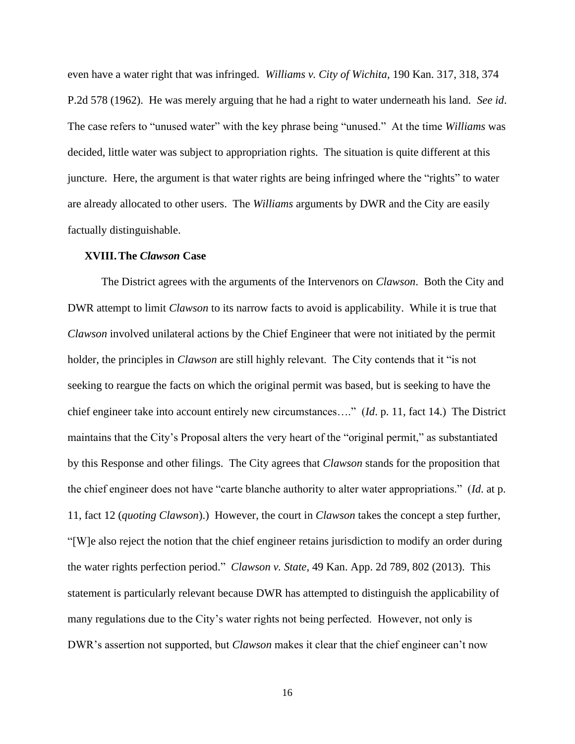even have a water right that was infringed. *Williams v. City of Wichita*, 190 Kan. 317, 318, 374 P.2d 578 (1962). He was merely arguing that he had a right to water underneath his land. *See id*. The case refers to "unused water" with the key phrase being "unused." At the time *Williams* was decided, little water was subject to appropriation rights. The situation is quite different at this juncture. Here, the argument is that water rights are being infringed where the "rights" to water are already allocated to other users. The *Williams* arguments by DWR and the City are easily factually distinguishable.

## XVIII. The *Clawson* Case

The District agrees with the arguments of the Intervenors on *Clawson*. Both the City and DWR attempt to limit *Clawson* to its narrow facts to avoid is applicability. While it is true that *Clawson* involved unilateral actions by the Chief Engineer that were not initiated by the permit holder, the principles in *Clawson* are still highly relevant. The City contends that it "is not seeking to reargue the facts on which the original permit was based, but is seeking to have the chief engineer take into account entirely new circumstances…." (*Id*. p. 11, fact 14.) The District maintains that the City's Proposal alters the very heart of the "original permit," as substantiated by this Response and other filings. The City agrees that *Clawson* stands for the proposition that the chief engineer does not have "carte blanche authority to alter water appropriations." (*Id*. at p. 11, fact 12 (*quoting Clawson*).) However, the court in *Clawson* takes the concept a step further, "[W]e also reject the notion that the chief engineer retains jurisdiction to modify an order during the water rights perfection period." *Clawson v. State*, 49 Kan. App. 2d 789, 802 (2013). This statement is particularly relevant because DWR has attempted to distinguish the applicability of many regulations due to the City's water rights not being perfected. However, not only is DWR's assertion not supported, but *Clawson* makes it clear that the chief engineer can't now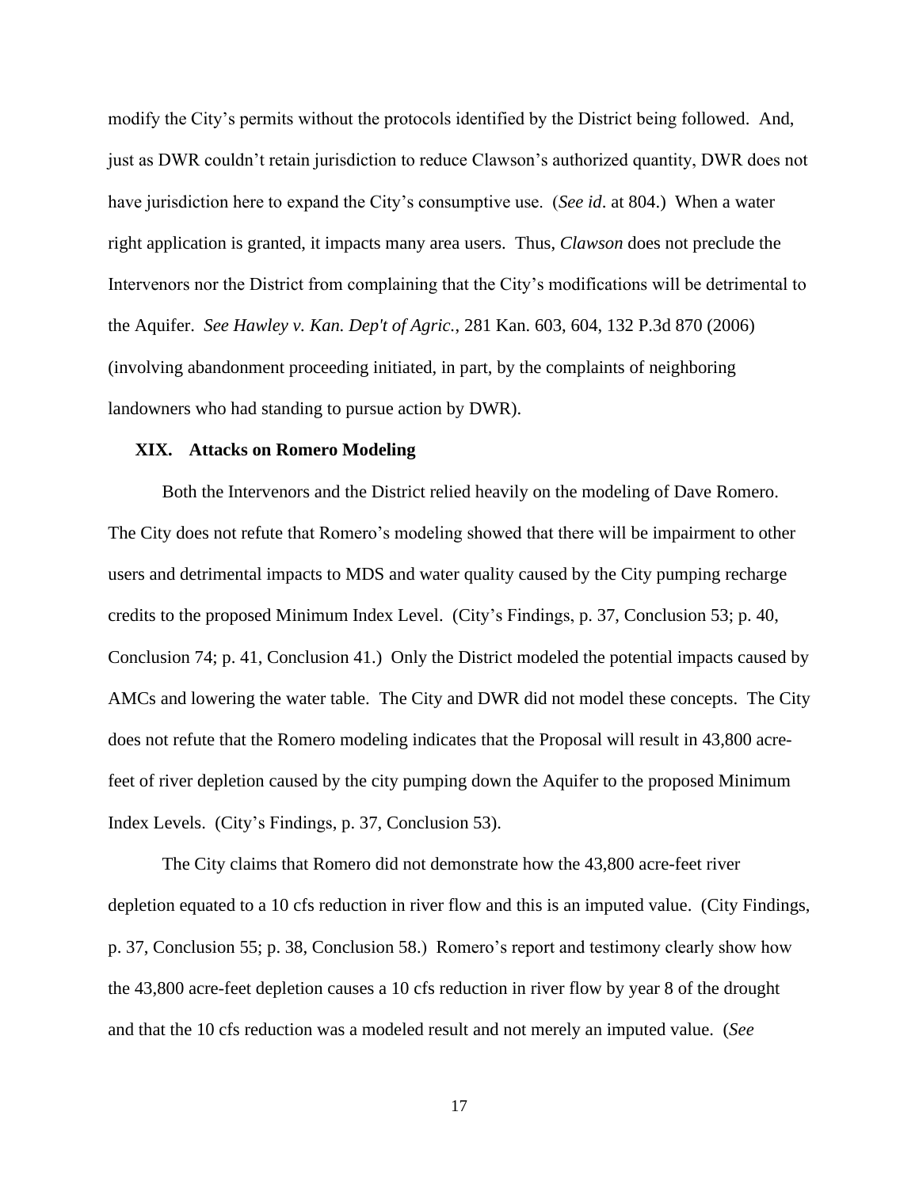modify the City's permits without the protocols identified by the District being followed. And, just as DWR couldn't retain jurisdiction to reduce Clawson's authorized quantity, DWR does not have jurisdiction here to expand the City's consumptive use. (*See id*. at 804.) When a water right application is granted, it impacts many area users. Thus, *Clawson* does not preclude the Intervenors nor the District from complaining that the City's modifications will be detrimental to the Aquifer. *See Hawley v. Kan. Dep't of Agric.*, 281 Kan. 603, 604, 132 P.3d 870 (2006) (involving abandonment proceeding initiated, in part, by the complaints of neighboring landowners who had standing to pursue action by DWR).

## XIX. Attacks on Romero Modeling

Both the Intervenors and the District relied heavily on the modeling of Dave Romero. The City does not refute that Romero's modeling showed that there will be impairment to other users and detrimental impacts to MDS and water quality caused by the City pumping recharge credits to the proposed Minimum Index Level. (City's Findings, p. 37, Conclusion 53; p. 40, Conclusion 74; p. 41, Conclusion 41.) Only the District modeled the potential impacts caused by AMCs and lowering the water table. The City and DWR did not model these concepts. The City does not refute that the Romero modeling indicates that the Proposal will result in 43,800 acre-feet of river depletion caused by the city pumping down the Aquifer to the proposed Minimum Index Levels. (City's Findings, p. 37, Conclusion 53).

The City claims that Romero did not demonstrate how the 43,800 acre-feet river depletion equated to a 10 cfs reduction in river flow and this is an imputed value. (City Findings, p. 37, Conclusion 55; p. 38, Conclusion 58.) Romero's report and testimony clearly show how the 43,800 acre-feet depletion causes a 10 cfs reduction in river flow by year 8 of the drought and that the 10 cfs reduction was a modeled result and not merely an imputed value. (*See*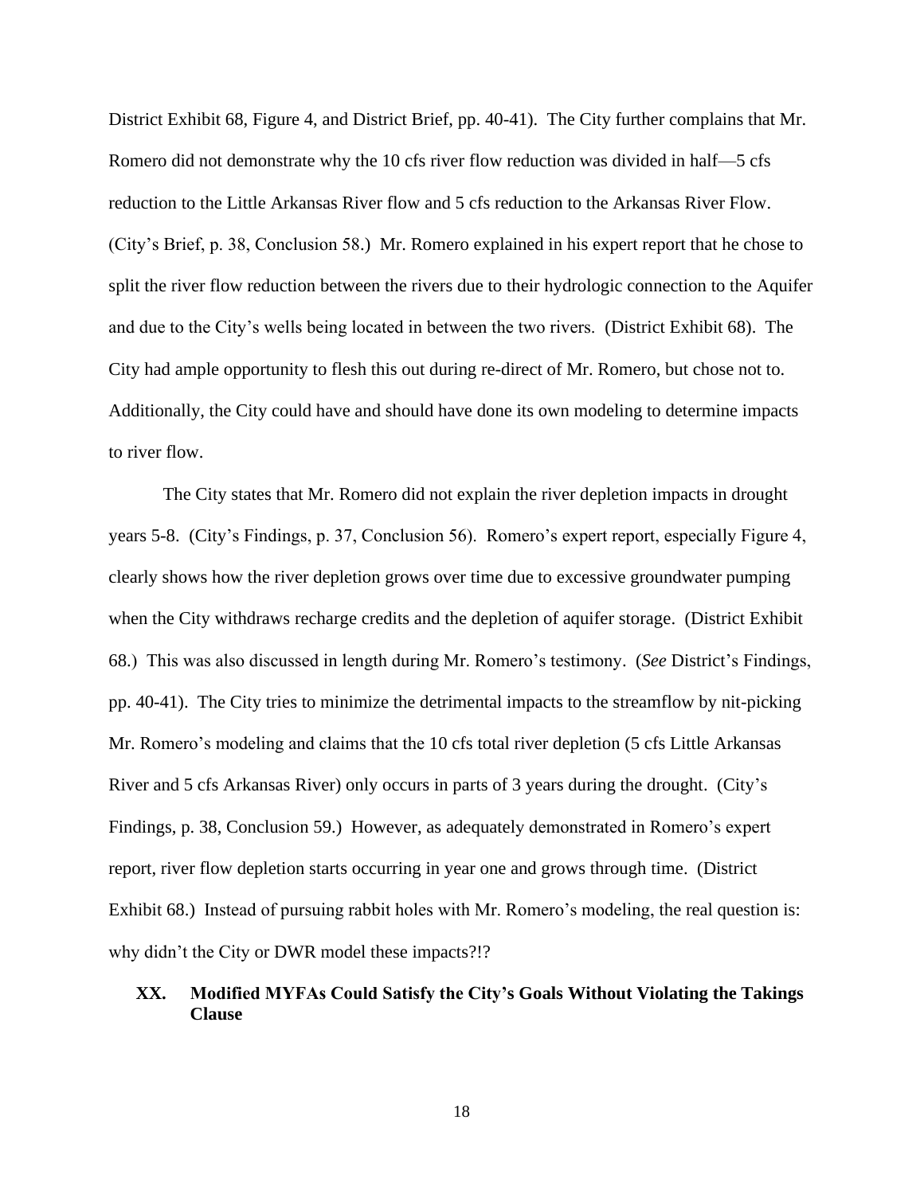District Exhibit 68, Figure 4, and District Brief, pp. 40-41). The City further complains that Mr. Romero did not demonstrate why the 10 cfs river flow reduction was divided in half—5 cfs reduction to the Little Arkansas River flow and 5 cfs reduction to the Arkansas River Flow. (City's Brief, p. 38, Conclusion 58.) Mr. Romero explained in his expert report that he chose to split the river flow reduction between the rivers due to their hydrologic connection to the Aquifer and due to the City's wells being located in between the two rivers. (District Exhibit 68). The City had ample opportunity to flesh this out during re-direct of Mr. Romero, but chose not to. Additionally, the City could have and should have done its own modeling to determine impacts to river flow.

The City states that Mr. Romero did not explain the river depletion impacts in drought years 5-8. (City's Findings, p. 37, Conclusion 56). Romero's expert report, especially Figure 4, clearly shows how the river depletion grows over time due to excessive groundwater pumping when the City withdraws recharge credits and the depletion of aquifer storage. (District Exhibit 68.) This was also discussed in length during Mr. Romero's testimony. (*See* District's Findings, pp. 40-41). The City tries to minimize the detrimental impacts to the streamflow by nit-picking Mr. Romero's modeling and claims that the 10 cfs total river depletion (5 cfs Little Arkansas River and 5 cfs Arkansas River) only occurs in parts of 3 years during the drought. (City's Findings, p. 38, Conclusion 59.) However, as adequately demonstrated in Romero's expert report, river flow depletion starts occurring in year one and grows through time. (District Exhibit 68.) Instead of pursuing rabbit holes with Mr. Romero's modeling, the real question is: why didn't the City or DWR model these impacts?!?

## XX. Modified MYFAs Could Satisfy the City's Goals Without Violating the Takings Clause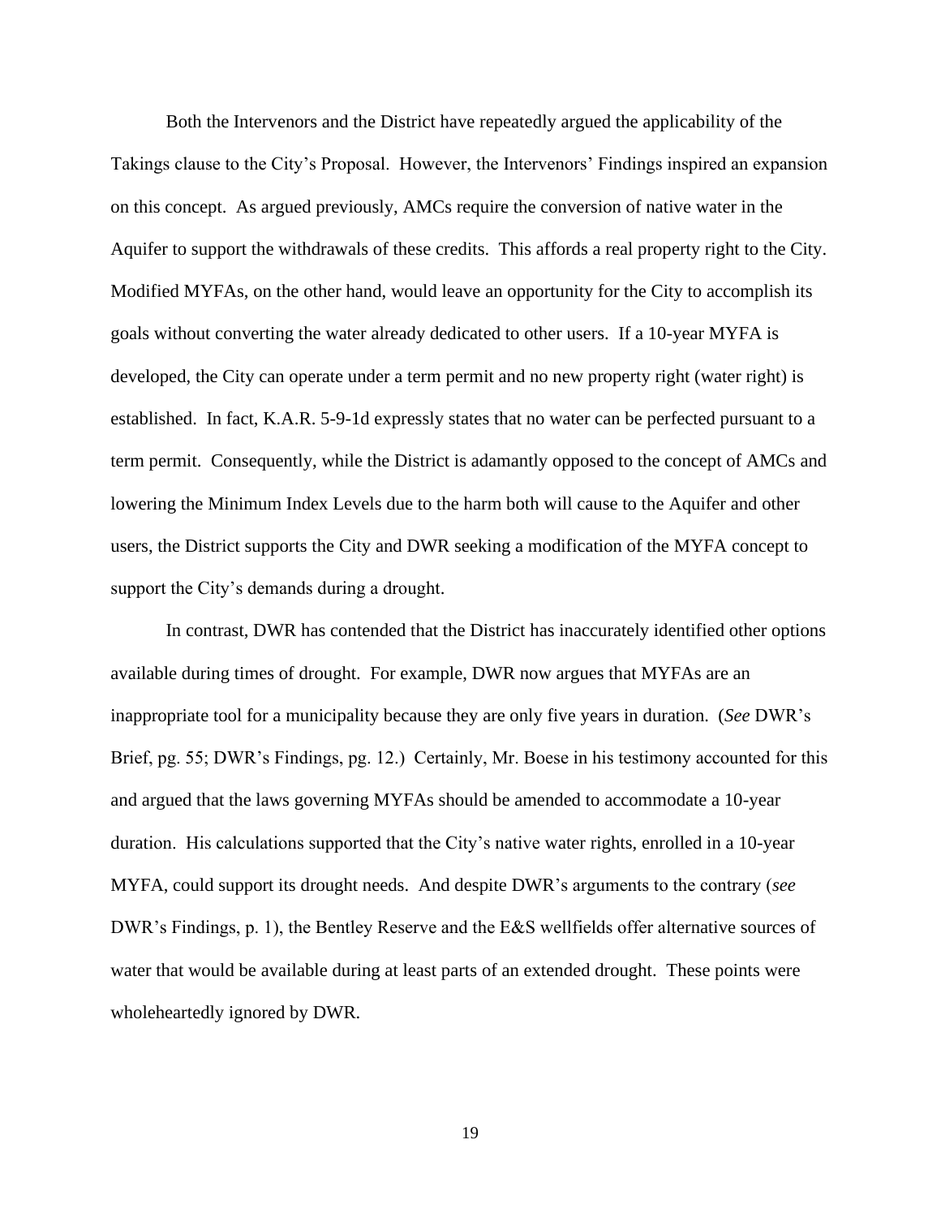Both the Intervenors and the District have repeatedly argued the applicability of the Takings clause to the City's Proposal. However, the Intervenors' Findings inspired an expansion on this concept. As argued previously, AMCs require the conversion of native water in the Aquifer to support the withdrawals of these credits. This affords a real property right to the City. Modified MYFAs, on the other hand, would leave an opportunity for the City to accomplish its goals without converting the water already dedicated to other users. If a 10-year MYFA is developed, the City can operate under a term permit and no new property right (water right) is established. In fact, K.A.R. 5-9-1d expressly states that no water can be perfected pursuant to a term permit. Consequently, while the District is adamantly opposed to the concept of AMCs and lowering the Minimum Index Levels due to the harm both will cause to the Aquifer and other users, the District supports the City and DWR seeking a modification of the MYFA concept to support the City's demands during a drought.

In contrast, DWR has contended that the District has inaccurately identified other options available during times of drought. For example, DWR now argues that MYFAs are an inappropriate tool for a municipality because they are only five years in duration. (*See* DWR's Brief, pg. 55; DWR's Findings, pg. 12.) Certainly, Mr. Boese in his testimony accounted for this and argued that the laws governing MYFAs should be amended to accommodate a 10-year duration. His calculations supported that the City's native water rights, enrolled in a 10-year MYFA, could support its drought needs. And despite DWR's arguments to the contrary (*see* DWR's Findings, p. 1), the Bentley Reserve and the E&S wellfields offer alternative sources of water that would be available during at least parts of an extended drought. These points were wholeheartedly ignored by DWR.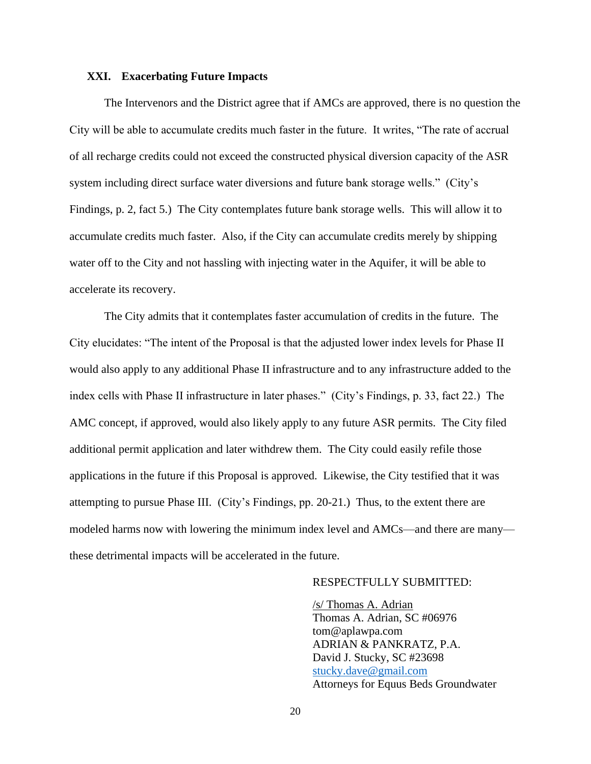### XXI. Exacerbating Future Impacts

The Intervenors and the District agree that if AMCs are approved, there is no question the City will be able to accumulate credits much faster in the future. It writes, "The rate of accrual of all recharge credits could not exceed the constructed physical diversion capacity of the ASR system including direct surface water diversions and future bank storage wells." (City's Findings, p. 2, fact 5.) The City contemplates future bank storage wells. This will allow it to accumulate credits much faster. Also, if the City can accumulate credits merely by shipping water off to the City and not hassling with injecting water in the Aquifer, it will be able to accelerate its recovery.

The City admits that it contemplates faster accumulation of credits in the future. The City elucidates: "The intent of the Proposal is that the adjusted lower index levels for Phase II would also apply to any additional Phase II infrastructure and to any infrastructure added to the index cells with Phase II infrastructure in later phases." (City's Findings, p. 33, fact 22.) The AMC concept, if approved, would also likely apply to any future ASR permits. The City filed additional permit application and later withdrew them. The City could easily refile those applications in the future if this Proposal is approved. Likewise, the City testified that it was attempting to pursue Phase III. (City's Findings, pp. 20-21.) Thus, to the extent there are modeled harms now with lowering the minimum index level and AMCs—and there are many—these detrimental impacts will be accelerated in the future.

RESPECTFULLY SUBMITTED:

/s/ Thomas A. Adrian
Thomas A. Adrian, SC #06976
tom@aplawpa.com
ADRIAN & PANKRATZ, P.A.
David J. Stucky, SC #23698
stucky.dave@gmail.com
Attorneys for Equus Beds Groundwater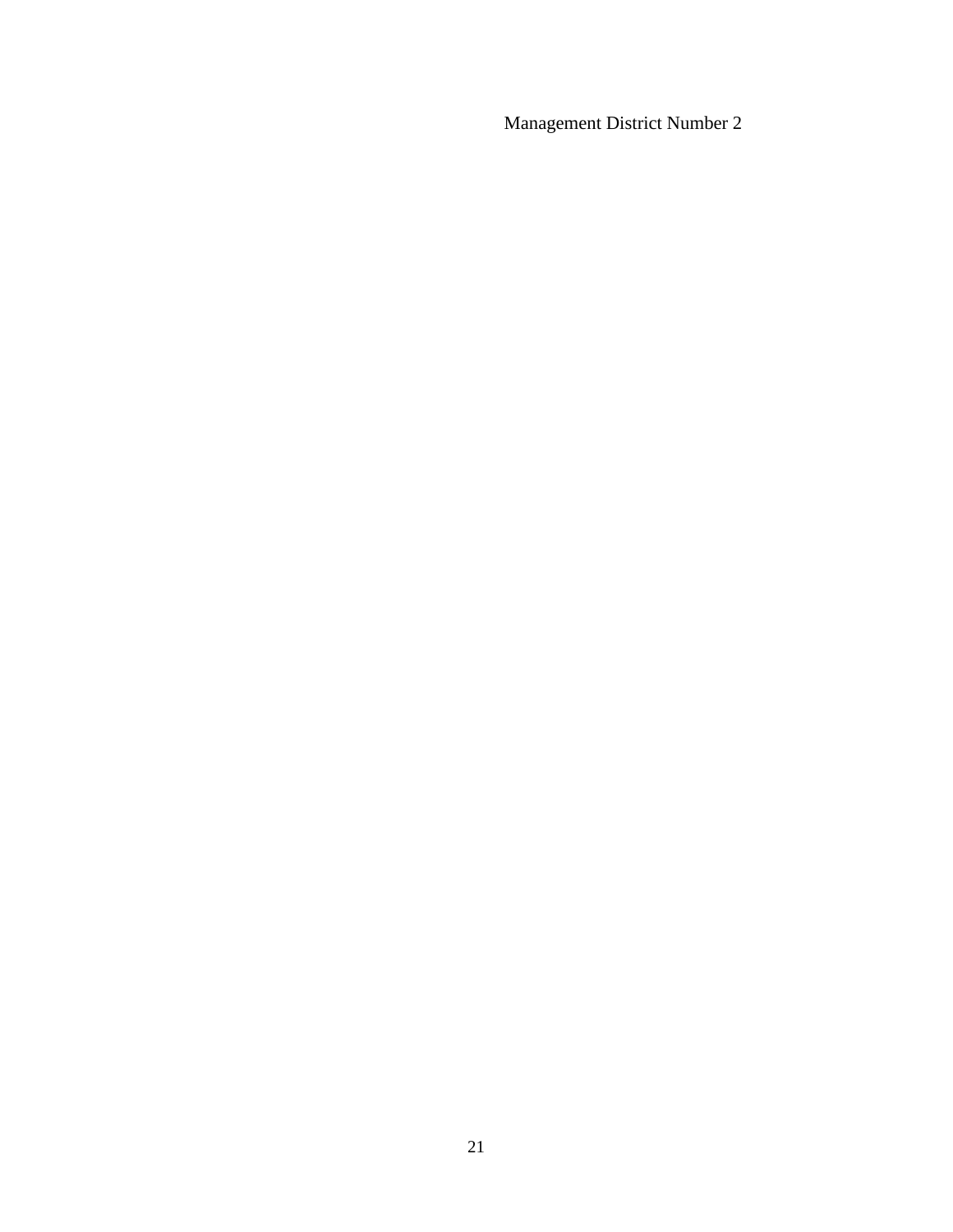Management District Number 2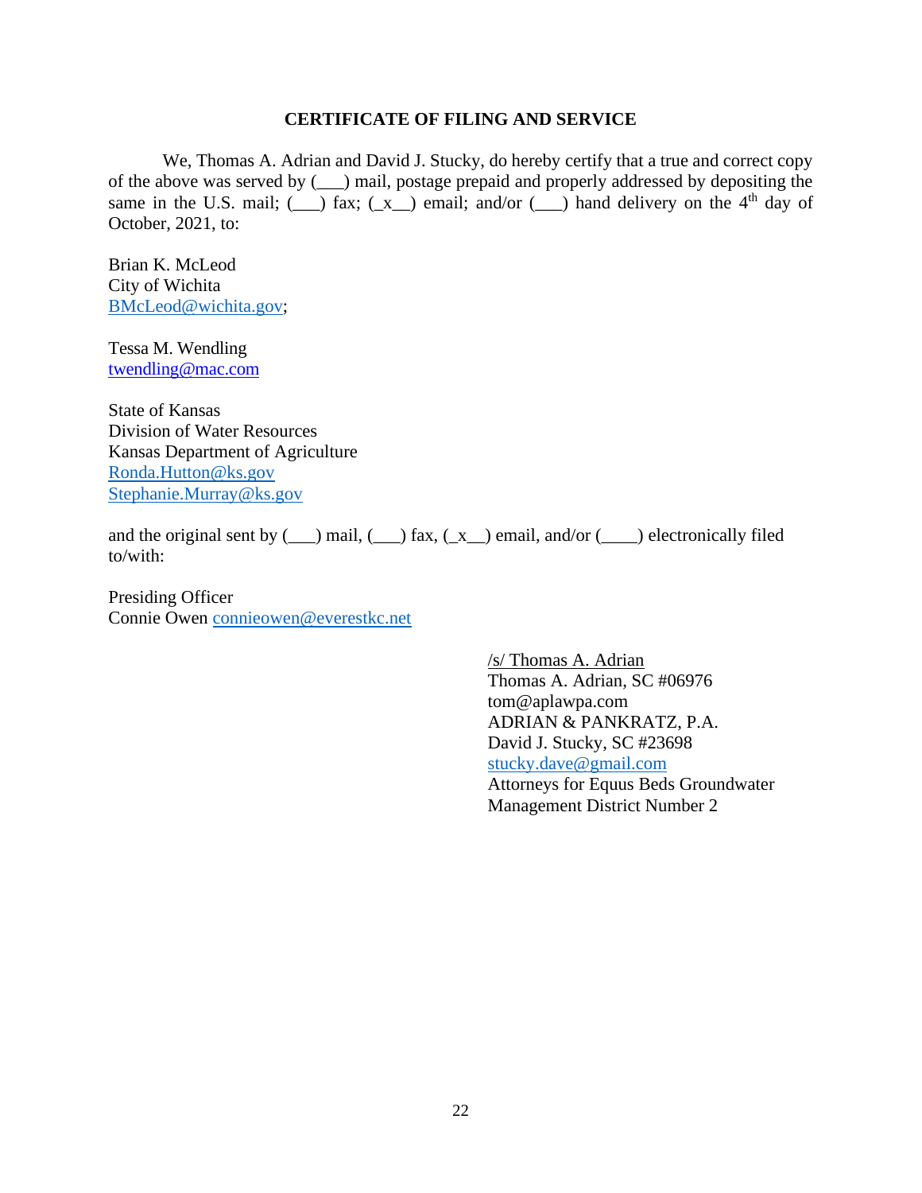## CERTIFICATE OF FILING AND SERVICE

We, Thomas A. Adrian and David J. Stucky, do hereby certify that a true and correct copy of the above was served by (___) mail, postage prepaid and properly addressed by depositing the same in the U.S. mail; (___) fax; (_x__) email; and/or (___) hand delivery on the 4th day of October, 2021, to:

Brian K. McLeod
City of Wichita
BMcLeod@wichita.gov;

Tessa M. Wendling
twendling@mac.com

State of Kansas
Division of Water Resources
Kansas Department of Agriculture
Ronda.Hutton@ks.gov
Stephanie.Murray@ks.gov

and the original sent by (___) mail, (___) fax, (_x__) email, and/or (____) electronically filed to/with:

Presiding Officer
Connie Owen connieowen@everestkc.net

/s/ Thomas A. Adrian
Thomas A. Adrian, SC #06976
tom@aplawpa.com
ADRIAN & PANKRATZ, P.A.
David J. Stucky, SC #23698
stucky.dave@gmail.com
Attorneys for Equus Beds Groundwater Management District Number 2